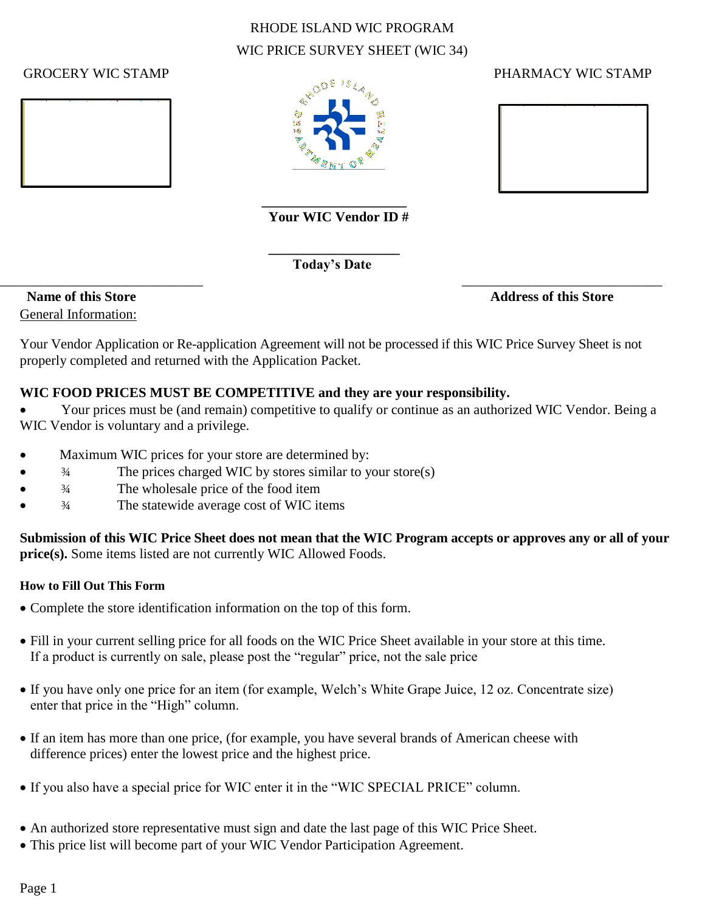RHODE ISLAND WIC PROGRAM

WIC PRICE SURVEY SHEET (WIC 34)

GROCERY WIC STAMP

PHARMACY WIC STAMP

\_\_\_\_\_\_\_\_\_\_\_\_\_\_\_\_\_\_\_\_
**Your WIC Vendor ID #**

\_\_\_\_\_\_\_\_\_\_\_\_\_\_\_\_\_\_
**Today's Date**

\_\_\_\_\_\_\_\_\_\_\_\_\_\_\_\_\_\_\_\_\_\_\_\_\_\_\_\_
**Name of this Store**

\_\_\_\_\_\_\_\_\_\_\_\_\_\_\_\_\_\_\_\_\_\_\_\_\_\_\_\_
**Address of this Store**

General Information:

Your Vendor Application or Re-application Agreement will not be processed if this WIC Price Survey Sheet is not properly completed and returned with the Application Packet.

**WIC FOOD PRICES MUST BE COMPETITIVE and they are your responsibility.**

- Your prices must be (and remain) competitive to qualify or continue as an authorized WIC Vendor. Being a WIC Vendor is voluntary and a privilege.

- Maximum WIC prices for your store are determined by:
- ¾ The prices charged WIC by stores similar to your store(s)
- ¾ The wholesale price of the food item
- ¾ The statewide average cost of WIC items

**Submission of this WIC Price Sheet does not mean that the WIC Program accepts or approves any or all of your price(s).** Some items listed are not currently WIC Allowed Foods.

**How to Fill Out This Form**

- Complete the store identification information on the top of this form.
- Fill in your current selling price for all foods on the WIC Price Sheet available in your store at this time. If a product is currently on sale, please post the "regular" price, not the sale price
- If you have only one price for an item (for example, Welch's White Grape Juice, 12 oz. Concentrate size) enter that price in the "High" column.
- If an item has more than one price, (for example, you have several brands of American cheese with difference prices) enter the lowest price and the highest price.
- If you also have a special price for WIC enter it in the "WIC SPECIAL PRICE" column.
- An authorized store representative must sign and date the last page of this WIC Price Sheet.
- This price list will become part of your WIC Vendor Participation Agreement.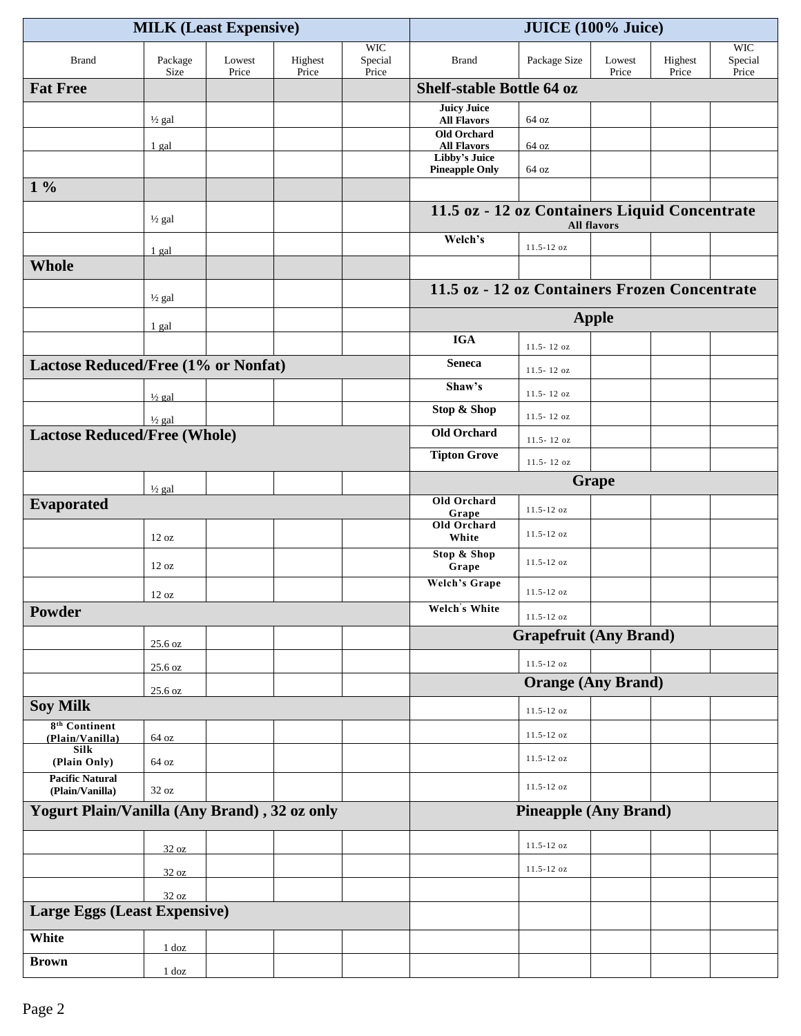| MILK (Least Expensive) | | | | | JUICE (100% Juice) | | | | |
|---|---|---|---|---|---|---|---|---|---|
| Brand | Package Size | Lowest Price | Highest Price | WIC Special Price | Brand | Package Size | Lowest Price | Highest Price | WIC Special Price |
| **Fat Free** | | | | | **Shelf-stable Bottle 64 oz** | | | | |
| | ½ gal | | | | **Juicy Juice All Flavors** | 64 oz | | | |
| | 1 gal | | | | **Old Orchard All Flavors** | 64 oz | | | |
| | | | | | **Libby's Juice Pineapple Only** | 64 oz | | | |
| **1 %** | | | | | | | | | |
| | ½ gal | | | | **11.5 oz - 12 oz Containers Liquid Concentrate** All flavors | | | | |
| | 1 gal | | | | **Welch's** | 11.5-12 oz | | | |
| **Whole** | | | | | | | | | |
| | ½ gal | | | | **11.5 oz - 12 oz Containers Frozen Concentrate** | | | | |
| | 1 gal | | | | **Apple** | | | | |
| | | | | | **IGA** | 11.5- 12 oz | | | |
| **Lactose Reduced/Free (1% or Nonfat)** | | | | | **Seneca** | 11.5- 12 oz | | | |
| | ½ gal | | | | **Shaw's** | 11.5- 12 oz | | | |
| | ½ gal | | | | **Stop & Shop** | 11.5- 12 oz | | | |
| **Lactose Reduced/Free (Whole)** | | | | | **Old Orchard** | 11.5- 12 oz | | | |
| | | | | | **Tipton Grove** | 11.5- 12 oz | | | |
| | ½ gal | | | | **Grape** | | | | |
| **Evaporated** | | | | | **Old Orchard Grape** | 11.5-12 oz | | | |
| | 12 oz | | | | **Old Orchard White** | 11.5-12 oz | | | |
| | 12 oz | | | | **Stop & Shop Grape** | 11.5-12 oz | | | |
| | 12 oz | | | | **Welch's Grape** | 11.5-12 oz | | | |
| **Powder** | | | | | **Welch's White** | 11.5-12 oz | | | |
| | 25.6 oz | | | | **Grapefruit (Any Brand)** | | | | |
| | 25.6 oz | | | | | 11.5-12 oz | | | |
| | 25.6 oz | | | | **Orange (Any Brand)** | | | | |
| **Soy Milk** | | | | | | 11.5-12 oz | | | |
| **8th Continent (Plain/Vanilla)** | 64 oz | | | | | 11.5-12 oz | | | |
| **Silk (Plain Only)** | 64 oz | | | | | 11.5-12 oz | | | |
| **Pacific Natural (Plain/Vanilla)** | 32 oz | | | | | 11.5-12 oz | | | |
| **Yogurt Plain/Vanilla (Any Brand) , 32 oz only** | | | | | **Pineapple (Any Brand)** | | | | |
| | 32 oz | | | | | 11.5-12 oz | | | |
| | 32 oz | | | | | 11.5-12 oz | | | |
| | 32 oz | | | | | | | | |
| **Large Eggs (Least Expensive)** | | | | | | | | | |
| **White** | 1 doz | | | | | | | | |
| **Brown** | 1 doz | | | | | | | | |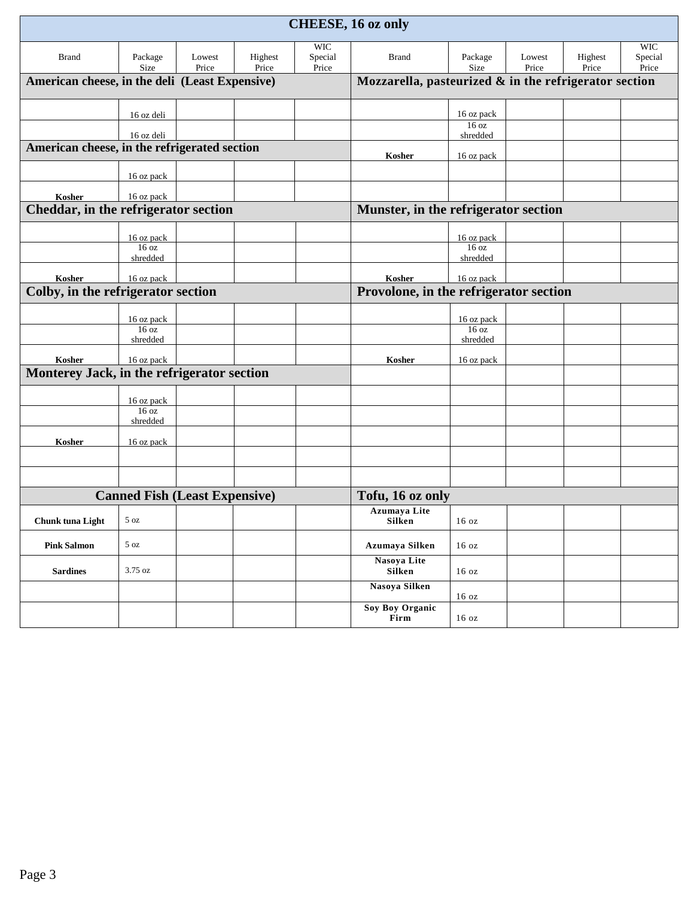| CHEESE, 16 oz only | | | | | | | | | |
|---|---|---|---|---|---|---|---|---|---|
| Brand | Package Size | Lowest Price | Highest Price | WIC Special Price | Brand | Package Size | Lowest Price | Highest Price | WIC Special Price |
| **American cheese, in the deli (Least Expensive)** | | | | | **Mozzarella, pasteurized & in the refrigerator section** | | | | |
| | 16 oz deli | | | | | 16 oz pack | | | |
| | 16 oz deli | | | | | 16 oz shredded | | | |
| **American cheese, in the refrigerated section** | | | | | **Kosher** | 16 oz pack | | | |
| | 16 oz pack | | | | | | | | |
| **Kosher** | 16 oz pack | | | | | | | | |
| **Cheddar, in the refrigerator section** | | | | | **Munster, in the refrigerator section** | | | | |
| | 16 oz pack | | | | | 16 oz pack | | | |
| | 16 oz shredded | | | | | 16 oz shredded | | | |
| **Kosher** | 16 oz pack | | | | **Kosher** | 16 oz pack | | | |
| **Colby, in the refrigerator section** | | | | | **Provolone, in the refrigerator section** | | | | |
| | 16 oz pack | | | | | 16 oz pack | | | |
| | 16 oz shredded | | | | | 16 oz shredded | | | |
| **Kosher** | 16 oz pack | | | | **Kosher** | 16 oz pack | | | |
| **Monterey Jack, in the refrigerator section** | | | | | | | | | |
| | 16 oz pack | | | | | | | | |
| | 16 oz shredded | | | | | | | | |
| **Kosher** | 16 oz pack | | | | | | | | |
| | | | | | | | | | |
| | | | | | | | | | |
| **Canned Fish (Least Expensive)** | | | | | **Tofu, 16 oz only** | | | | |
| **Chunk tuna Light** | 5 oz | | | | **Azumaya Lite Silken** | 16 oz | | | |
| **Pink Salmon** | 5 oz | | | | **Azumaya Silken** | 16 oz | | | |
| **Sardines** | 3.75 oz | | | | **Nasoya Lite Silken** | 16 oz | | | |
| | | | | | **Nasoya Silken** | 16 oz | | | |
| | | | | | **Soy Boy Organic Firm** | 16 oz | | | |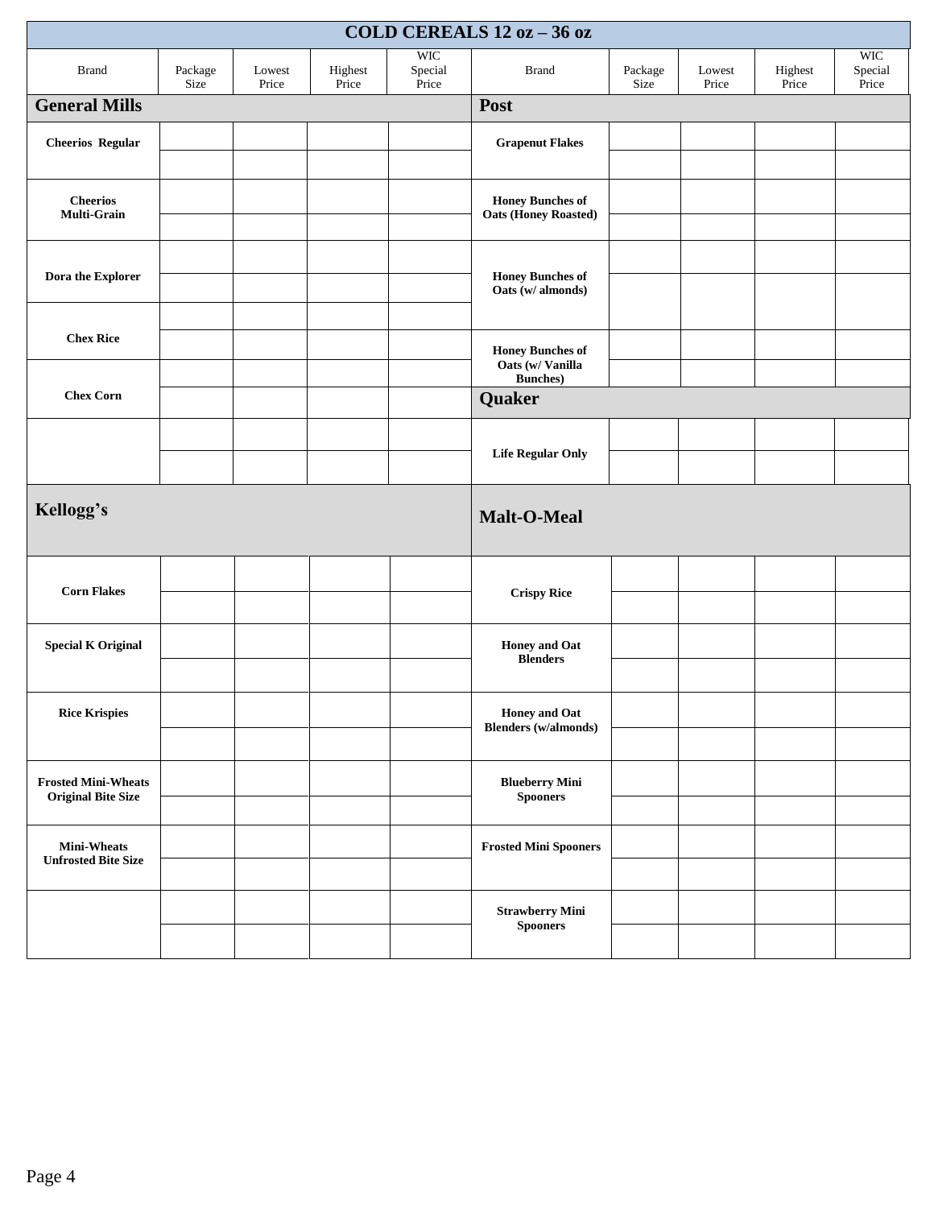# COLD CEREALS 12 oz – 36 oz

| Brand | Package Size | Lowest Price | Highest Price | WIC Special Price | Brand | Package Size | Lowest Price | Highest Price | WIC Special Price |
|---|---|---|---|---|---|---|---|---|---|
| **General Mills** | | | | | **Post** | | | | |
| **Cheerios Regular** | | | | | **Grapenut Flakes** | | | | |
| | | | | | | | | | |
| **Cheerios Multi-Grain** | | | | | **Honey Bunches of Oats (Honey Roasted)** | | | | |
| | | | | | | | | | |
| **Dora the Explorer** | | | | | **Honey Bunches of Oats (w/ almonds)** | | | | |
| | | | | | | | | | |
| **Chex Rice** | | | | | | | | | |
| | | | | | **Honey Bunches of Oats (w/ Vanilla Bunches)** | | | | |
| **Chex Corn** | | | | | | | | | |
| | | | | | **Quaker** | | | | |
| | | | | | **Life Regular Only** | | | | |
| | | | | | | | | | |
| **Kellogg's** | | | | | **Malt-O-Meal** | | | | |
| **Corn Flakes** | | | | | **Crispy Rice** | | | | |
| | | | | | | | | | |
| **Special K Original** | | | | | **Honey and Oat Blenders** | | | | |
| | | | | | | | | | |
| **Rice Krispies** | | | | | **Honey and Oat Blenders (w/almonds)** | | | | |
| | | | | | | | | | |
| **Frosted Mini-Wheats Original Bite Size** | | | | | **Blueberry Mini Spooners** | | | | |
| | | | | | | | | | |
| **Mini-Wheats Unfrosted Bite Size** | | | | | **Frosted Mini Spooners** | | | | |
| | | | | | | | | | |
| | | | | | **Strawberry Mini Spooners** | | | | |
| | | | | | | | | | |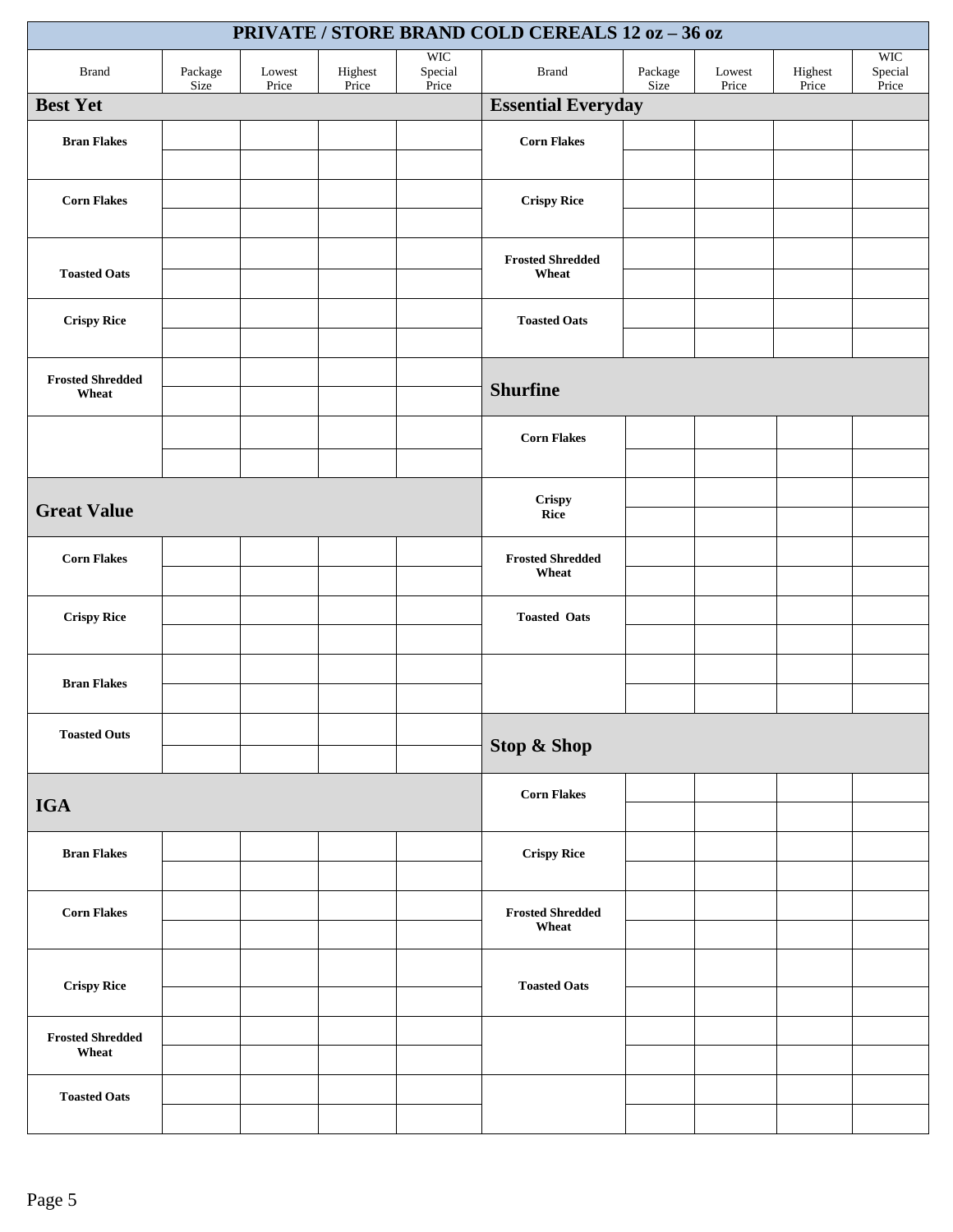# PRIVATE / STORE BRAND COLD CEREALS 12 oz – 36 oz

| Brand | Package Size | Lowest Price | Highest Price | WIC Special Price | Brand | Package Size | Lowest Price | Highest Price | WIC Special Price |
|---|---|---|---|---|---|---|---|---|---|
| **Best Yet** | | | | | **Essential Everyday** | | | | |
| **Bran Flakes** | | | | | **Corn Flakes** | | | | |
| | | | | | | | | | |
| **Corn Flakes** | | | | | **Crispy Rice** | | | | |
| | | | | | | | | | |
| **Toasted Oats** | | | | | **Frosted Shredded Wheat** | | | | |
| | | | | | | | | | |
| **Crispy Rice** | | | | | **Toasted Oats** | | | | |
| | | | | | | | | | |
| **Frosted Shredded Wheat** | | | | | **Shurfine** | | | | |
| | | | | | | | | | |
| | | | | | **Corn Flakes** | | | | |
| | | | | | | | | | |
| **Great Value** | | | | | **Crispy Rice** | | | | |
| | | | | | | | | | |
| **Corn Flakes** | | | | | **Frosted Shredded Wheat** | | | | |
| | | | | | | | | | |
| **Crispy Rice** | | | | | **Toasted Oats** | | | | |
| | | | | | | | | | |
| **Bran Flakes** | | | | | | | | | |
| | | | | | | | | | |
| **Toasted Outs** | | | | | **Stop & Shop** | | | | |
| | | | | | | | | | |
| **IGA** | | | | | **Corn Flakes** | | | | |
| | | | | | | | | | |
| **Bran Flakes** | | | | | **Crispy Rice** | | | | |
| | | | | | | | | | |
| **Corn Flakes** | | | | | **Frosted Shredded Wheat** | | | | |
| | | | | | | | | | |
| **Crispy Rice** | | | | | **Toasted Oats** | | | | |
| | | | | | | | | | |
| **Frosted Shredded Wheat** | | | | | | | | | |
| | | | | | | | | | |
| **Toasted Oats** | | | | | | | | | |
| | | | | | | | | | |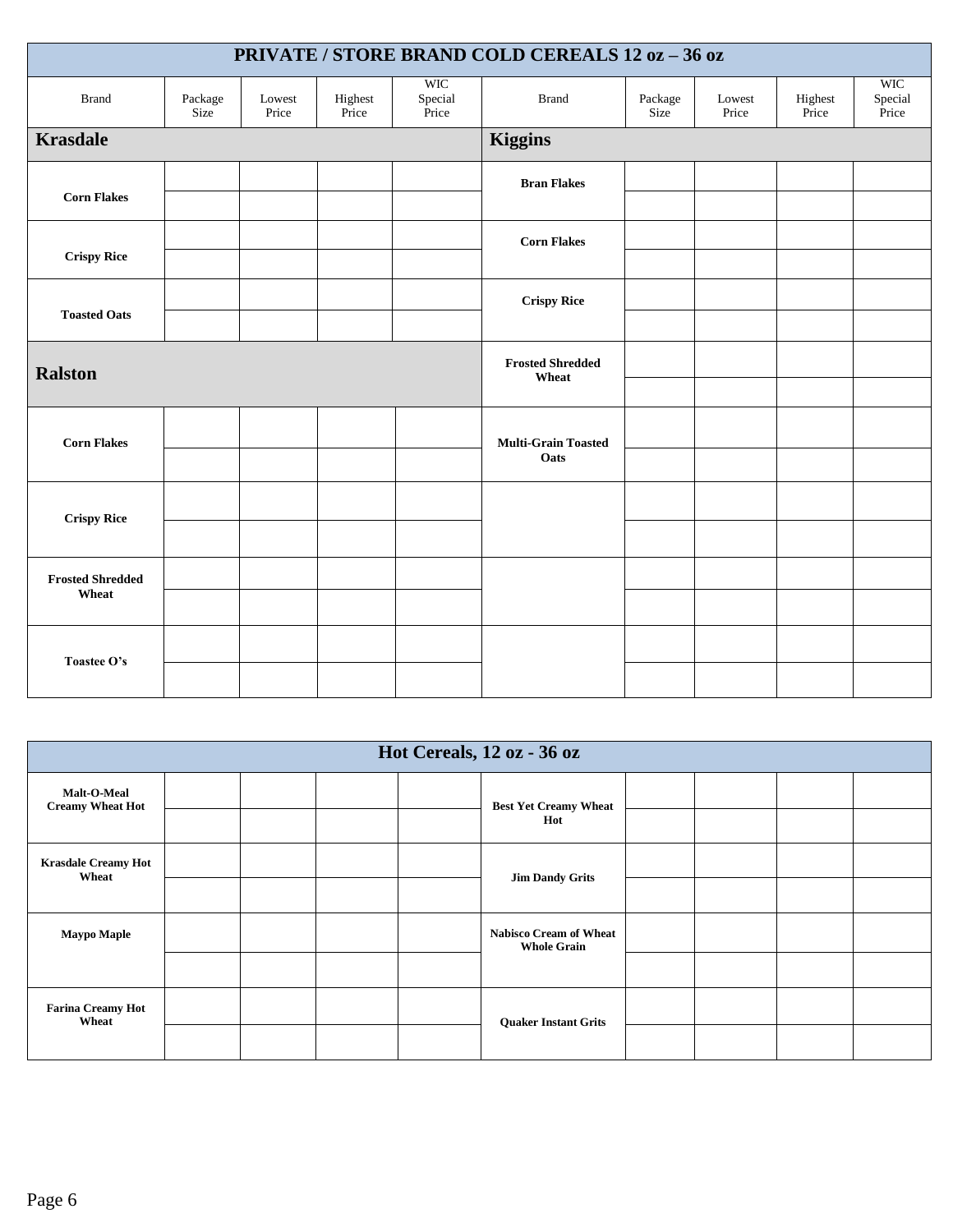| PRIVATE / STORE BRAND COLD CEREALS 12 oz – 36 oz | | | | | | | | | |
|---|---|---|---|---|---|---|---|---|---|
| Brand | Package Size | Lowest Price | Highest Price | WIC Special Price | Brand | Package Size | Lowest Price | Highest Price | WIC Special Price |
| **Krasdale** | | | | | **Kiggins** | | | | |
| **Corn Flakes** | | | | | **Bran Flakes** | | | | |
| | | | | | | | | | |
| **Crispy Rice** | | | | | **Corn Flakes** | | | | |
| | | | | | | | | | |
| **Toasted Oats** | | | | | **Crispy Rice** | | | | |
| | | | | | | | | | |
| **Ralston** | | | | | **Frosted Shredded Wheat** | | | | |
| | | | | | | | | | |
| **Corn Flakes** | | | | | **Multi-Grain Toasted Oats** | | | | |
| | | | | | | | | | |
| **Crispy Rice** | | | | | | | | | |
| | | | | | | | | | |
| **Frosted Shredded Wheat** | | | | | | | | | |
| | | | | | | | | | |
| **Toastee O's** | | | | | | | | | |
| | | | | | | | | | |

| Hot Cereals, 12 oz - 36 oz | | | | | | | | | |
|---|---|---|---|---|---|---|---|---|---|
| **Malt-O-Meal Creamy Wheat Hot** | | | | | **Best Yet Creamy Wheat Hot** | | | | |
| | | | | | | | | | |
| **Krasdale Creamy Hot Wheat** | | | | | **Jim Dandy Grits** | | | | |
| | | | | | | | | | |
| **Maypo Maple** | | | | | **Nabisco Cream of Wheat Whole Grain** | | | | |
| | | | | | | | | | |
| **Farina Creamy Hot Wheat** | | | | | **Quaker Instant Grits** | | | | |
| | | | | | | | | | |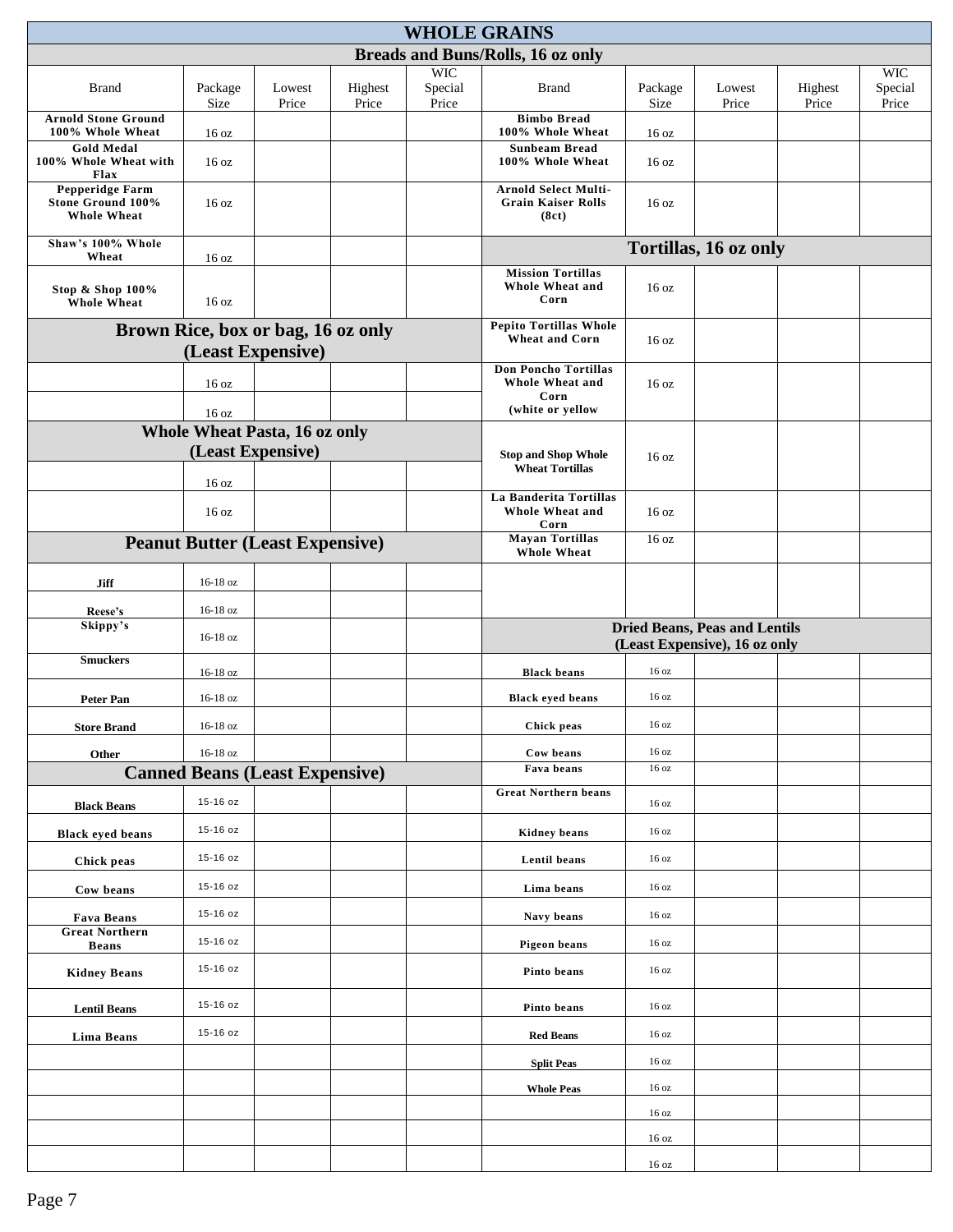# WHOLE GRAINS

## Breads and Buns/Rolls, 16 oz only

| Brand | Package Size | Lowest Price | Highest Price | WIC Special Price | Brand | Package Size | Lowest Price | Highest Price | WIC Special Price |
|---|---|---|---|---|---|---|---|---|---|
| **Arnold Stone Ground 100% Whole Wheat** | 16 oz | | | | **Bimbo Bread 100% Whole Wheat** | 16 oz | | | |
| **Gold Medal 100% Whole Wheat with Flax** | 16 oz | | | | **Sunbeam Bread 100% Whole Wheat** | 16 oz | | | |
| **Pepperidge Farm Stone Ground 100% Whole Wheat** | 16 oz | | | | **Arnold Select Multi-Grain Kaiser Rolls (8ct)** | 16 oz | | | |
| **Shaw's 100% Whole Wheat** | 16 oz | | | | **Tortillas, 16 oz only** | | | | |
| **Stop & Shop 100% Whole Wheat** | 16 oz | | | | **Mission Tortillas Whole Wheat and Corn** | 16 oz | | | |
| **Brown Rice, box or bag, 16 oz only (Least Expensive)** | | | | | **Pepito Tortillas Whole Wheat and Corn** | 16 oz | | | |
| | 16 oz | | | | **Don Poncho Tortillas Whole Wheat and Corn (white or yellow** | 16 oz | | | |
| | 16 oz | | | | | | | | |
| **Whole Wheat Pasta, 16 oz only (Least Expensive)** | | | | | **Stop and Shop Whole Wheat Tortillas** | 16 oz | | | |
| | 16 oz | | | | | | | | |
| | 16 oz | | | | **La Banderita Tortillas Whole Wheat and Corn** | 16 oz | | | |
| **Peanut Butter (Least Expensive)** | | | | | **Mayan Tortillas Whole Wheat** | 16 oz | | | |
| **Jiff** | 16-18 oz | | | | | | | | |
| **Reese's** | 16-18 oz | | | | | | | | |
| **Skippy's** | 16-18 oz | | | | **Dried Beans, Peas and Lentils (Least Expensive), 16 oz only** | | | | |
| **Smuckers** | 16-18 oz | | | | **Black beans** | 16 oz | | | |
| **Peter Pan** | 16-18 oz | | | | **Black eyed beans** | 16 oz | | | |
| **Store Brand** | 16-18 oz | | | | **Chick peas** | 16 oz | | | |
| **Other** | 16-18 oz | | | | **Cow beans** | 16 oz | | | |
| **Canned Beans (Least Expensive)** | | | | | **Fava beans** | 16 oz | | | |
| **Black Beans** | 15-16 oz | | | | **Great Northern beans** | 16 oz | | | |
| **Black eyed beans** | 15-16 oz | | | | **Kidney beans** | 16 oz | | | |
| **Chick peas** | 15-16 oz | | | | **Lentil beans** | 16 oz | | | |
| **Cow beans** | 15-16 oz | | | | **Lima beans** | 16 oz | | | |
| **Fava Beans** | 15-16 oz | | | | **Navy beans** | 16 oz | | | |
| **Great Northern Beans** | 15-16 oz | | | | **Pigeon beans** | 16 oz | | | |
| **Kidney Beans** | 15-16 oz | | | | **Pinto beans** | 16 oz | | | |
| **Lentil Beans** | 15-16 oz | | | | **Pinto beans** | 16 oz | | | |
| **Lima Beans** | 15-16 oz | | | | **Red Beans** | 16 oz | | | |
| | | | | | **Split Peas** | 16 oz | | | |
| | | | | | **Whole Peas** | 16 oz | | | |
| | | | | | | 16 oz | | | |
| | | | | | | 16 oz | | | |
| | | | | | | 16 oz | | | |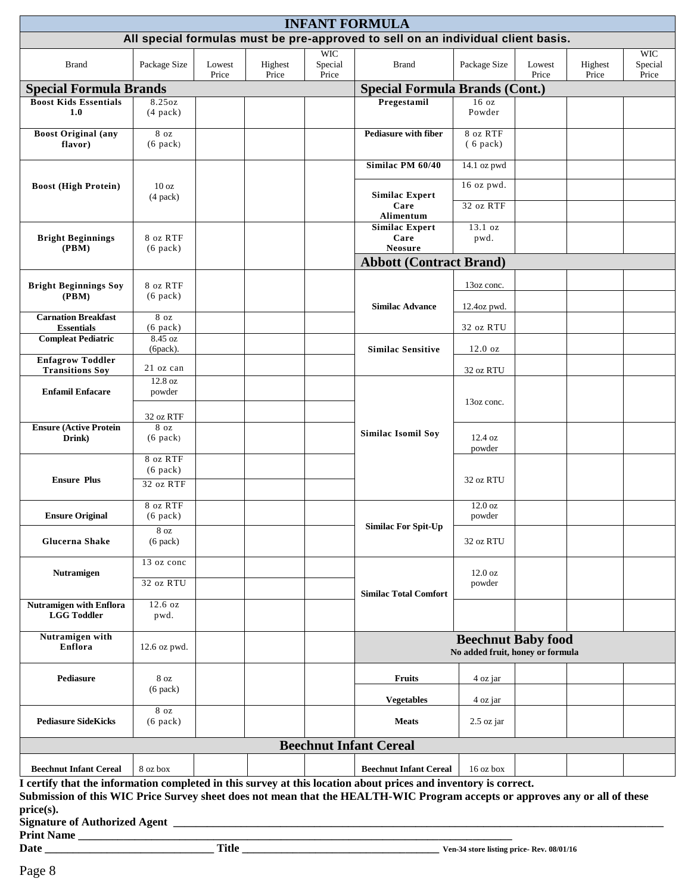# INFANT FORMULA

**All special formulas must be pre-approved to sell on an individual client basis.**

| Brand | Package Size | Lowest Price | Highest Price | WIC Special Price | Brand | Package Size | Lowest Price | Highest Price | WIC Special Price |
|---|---|---|---|---|---|---|---|---|---|
| **Special Formula Brands** | | | | | **Special Formula Brands (Cont.)** | | | | |
| **Boost Kids Essentials 1.0** | 8.25oz (4 pack) | | | | **Pregestamil** | 16 oz Powder | | | |
| **Boost Original (any flavor)** | 8 oz (6 pack) | | | | **Pediasure with fiber** | 8 oz RTF ( 6 pack) | | | |
| **Boost (High Protein)** | 10 oz (4 pack) | | | | **Similac PM 60/40** | 14.1 oz pwd | | | |
| | | | | | **Similac Expert Care Alimentum** | 16 oz pwd. | | | |
| | | | | | | 32 oz RTF | | | |
| **Bright Beginnings (PBM)** | 8 oz RTF (6 pack) | | | | **Similac Expert Care Neosure** | 13.1 oz pwd. | | | |
| | | | | | **Abbott (Contract Brand)** | | | | |
| **Bright Beginnings Soy (PBM)** | 8 oz RTF (6 pack) | | | | **Similac Advance** | 13oz conc. | | | |
| | | | | | | 12.4oz pwd. | | | |
| **Carnation Breakfast Essentials** | 8 oz (6 pack) | | | | | 32 oz RTU | | | |
| **Compleat Pediatric** | 8.45 oz (6pack). | | | | **Similac Sensitive** | 12.0 oz | | | |
| **Enfagrow Toddler Transitions Soy** | 21 oz can | | | | | 32 oz RTU | | | |
| **Enfamil Enfacare** | 12.8 oz powder | | | | **Similac Isomil Soy** | 13oz conc. | | | |
| | 32 oz RTF | | | | | | | | |
| **Ensure (Active Protein Drink)** | 8 oz (6 pack) | | | | | 12.4 oz powder | | | |
| **Ensure Plus** | 8 oz RTF (6 pack) | | | | | 32 oz RTU | | | |
| | 32 oz RTF | | | | | | | | |
| **Ensure Original** | 8 oz RTF (6 pack) | | | | **Similac For Spit-Up** | 12.0 oz powder | | | |
| **Glucerna Shake** | 8 oz (6 pack) | | | | | 32 oz RTU | | | |
| **Nutramigen** | 13 oz conc | | | | **Similac Total Comfort** | 12.0 oz powder | | | |
| | 32 oz RTU | | | | | | | | |
| **Nutramigen with Enflora LGG Toddler** | 12.6 oz pwd. | | | | | | | | |
| **Nutramigen with Enflora** | 12.6 oz pwd. | | | | **Beechnut Baby food** No added fruit, honey or formula | | | | |
| **Pediasure** | 8 oz (6 pack) | | | | **Fruits** | 4 oz jar | | | |
| | | | | | **Vegetables** | 4 oz jar | | | |
| **Pediasure SideKicks** | 8 oz (6 pack) | | | | **Meats** | 2.5 oz jar | | | |
| **Beechnut Infant Cereal** | | | | | | | | | |
| **Beechnut Infant Cereal** | 8 oz box | | | | **Beechnut Infant Cereal** | 16 oz box | | | |

**I certify that the information completed in this survey at this location about prices and inventory is correct.**

**Submission of this WIC Price Survey sheet does not mean that the HEALTH-WIC Program accepts or approves any or all of these price(s).**

**Signature of Authorized Agent** ______________________________________________________________________________

**Print Name** ____________________________________________________________________

**Date** ______________________________ **Title** __________________________________ **Ven-34 store listing price- Rev. 08/01/16**